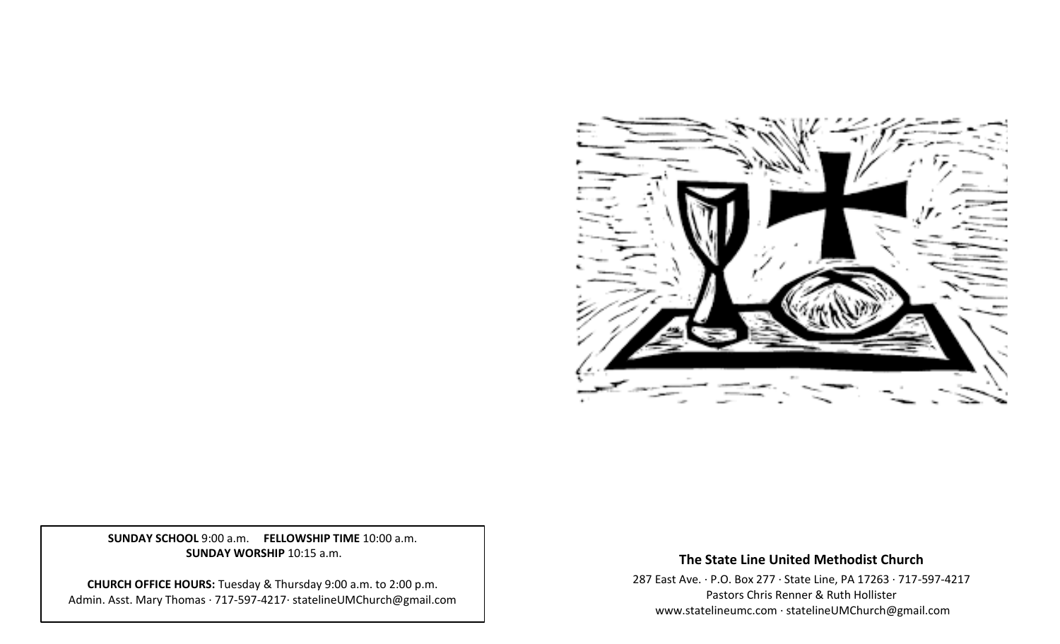**SUNDAY SCHOOL** 9:00 a.m. **FELLOWSHIP TIME** 10:00 a.m.
**SUNDAY WORSHIP** 10:15 a.m.

**CHURCH OFFICE HOURS:** Tuesday & Thursday 9:00 a.m. to 2:00 p.m.
Admin. Asst. Mary Thomas · 717-597-4217· statelineUMChurch@gmail.com

**The State Line United Methodist Church**

287 East Ave. · P.O. Box 277 · State Line, PA 17263 · 717-597-4217
Pastors Chris Renner & Ruth Hollister
www.statelineumc.com · statelineUMChurch@gmail.com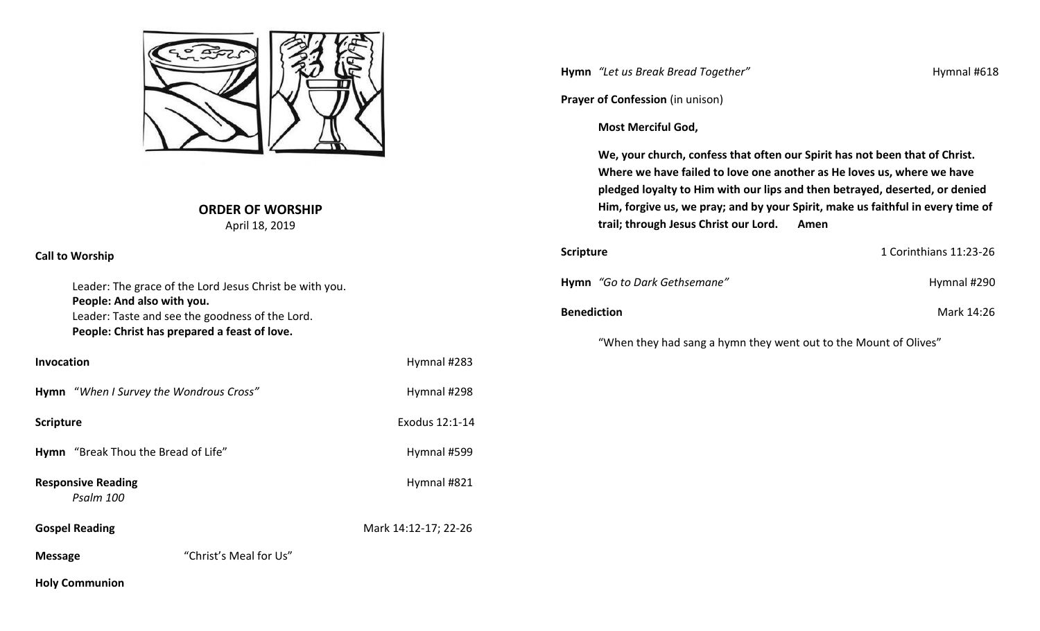## ORDER OF WORSHIP

April 18, 2019

**Call to Worship**

Leader: The grace of the Lord Jesus Christ be with you.
**People: And also with you.**
Leader: Taste and see the goodness of the Lord.
**People: Christ has prepared a feast of love.**

**Invocation** — Hymnal #283

**Hymn** "*When I Survey the Wondrous Cross*" — Hymnal #298

**Scripture** — Exodus 12:1-14

**Hymn** "Break Thou the Bread of Life" — Hymnal #599

**Responsive Reading** — Hymnal #821
*Psalm 100*

**Gospel Reading** — Mark 14:12-17; 22-26

**Message** — "Christ's Meal for Us"

**Holy Communion**

**Hymn** *"Let us Break Bread Together"* — Hymnal #618

**Prayer of Confession** (in unison)

**Most Merciful God,**

**We, your church, confess that often our Spirit has not been that of Christ. Where we have failed to love one another as He loves us, where we have pledged loyalty to Him with our lips and then betrayed, deserted, or denied Him, forgive us, we pray; and by your Spirit, make us faithful in every time of trail; through Jesus Christ our Lord. Amen**

**Scripture** — 1 Corinthians 11:23-26

**Hymn** *"Go to Dark Gethsemane"* — Hymnal #290

**Benediction** — Mark 14:26

"When they had sang a hymn they went out to the Mount of Olives"